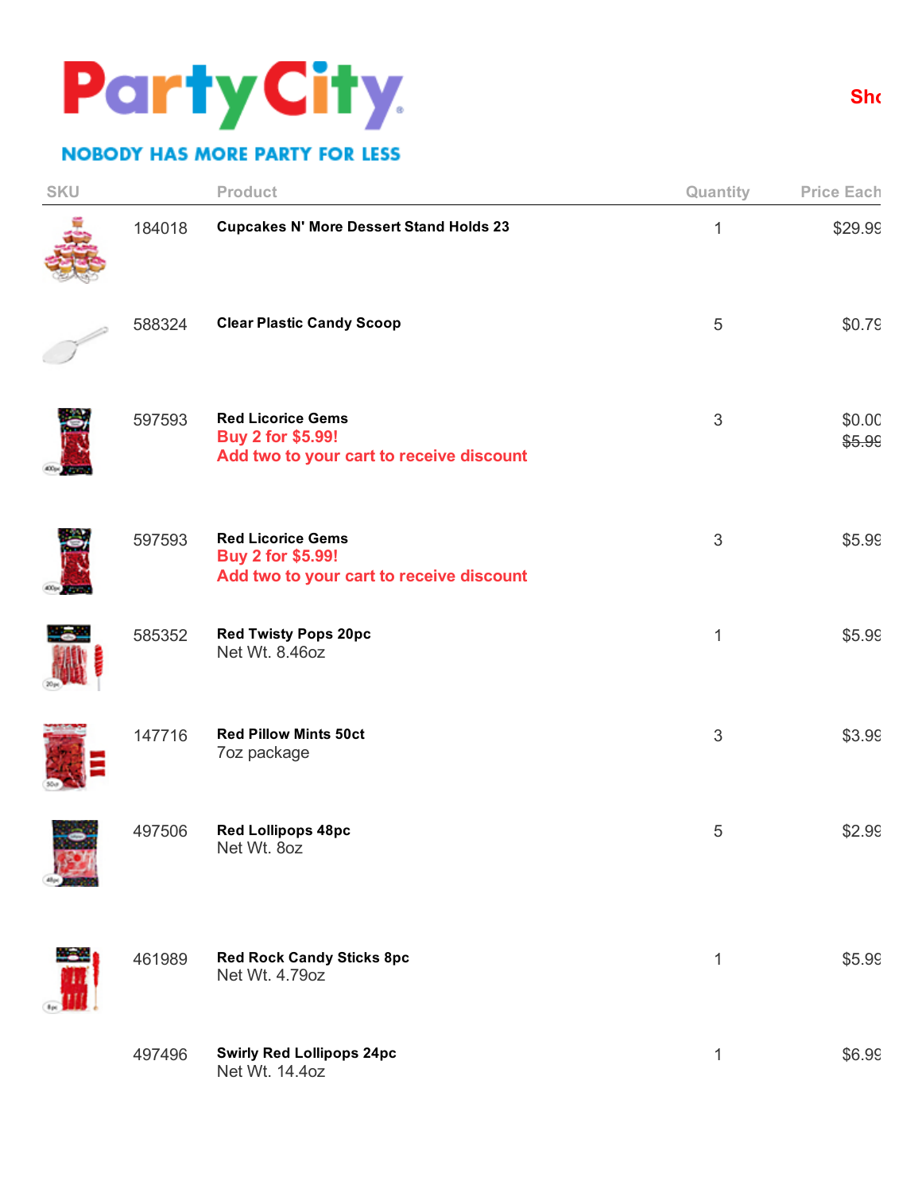# Party City

NOBODY HAS MORE PARTY FOR LESS

Sho

| SKU | Product | Quantity | Price Each |
|---|---|---|---|
| 184018 | **Cupcakes N' More Dessert Stand Holds 23** | 1 | $29.99 |
| 588324 | **Clear Plastic Candy Scoop** | 5 | $0.79 |
| 597593 | **Red Licorice Gems** Buy 2 for $5.99! Add two to your cart to receive discount | 3 | $0.00 ~~$5.99~~ |
| 597593 | **Red Licorice Gems** Buy 2 for $5.99! Add two to your cart to receive discount | 3 | $5.99 |
| 585352 | **Red Twisty Pops 20pc** Net Wt. 8.46oz | 1 | $5.99 |
| 147716 | **Red Pillow Mints 50ct** 7oz package | 3 | $3.99 |
| 497506 | **Red Lollipops 48pc** Net Wt. 8oz | 5 | $2.99 |
| 461989 | **Red Rock Candy Sticks 8pc** Net Wt. 4.79oz | 1 | $5.99 |
| 497496 | **Swirly Red Lollipops 24pc** Net Wt. 14.4oz | 1 | $6.99 |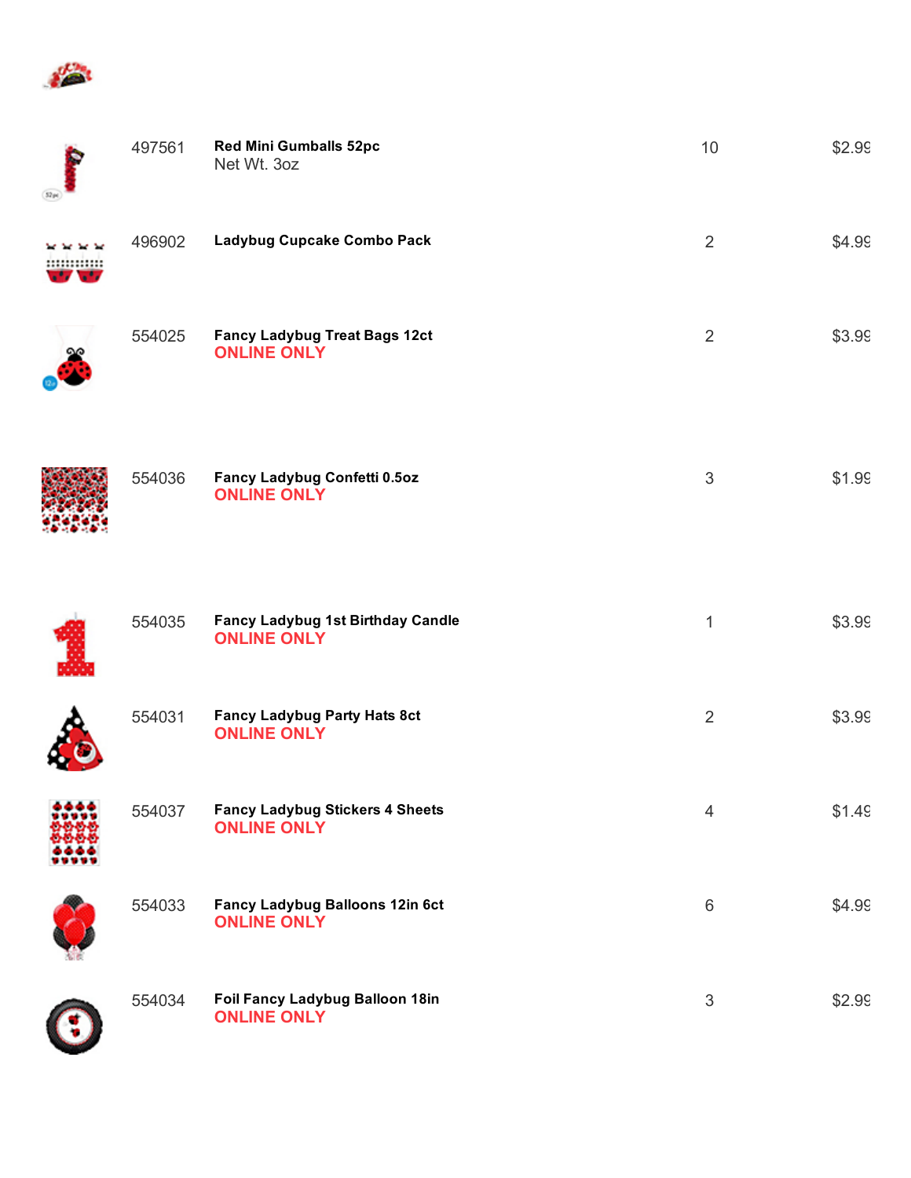| | | | |
|---|---|---|---|
| 497561 | **Red Mini Gumballs 52pc**<br>Net Wt. 3oz | 10 | $2.99 |
| 496902 | **Ladybug Cupcake Combo Pack** | 2 | $4.99 |
| 554025 | **Fancy Ladybug Treat Bags 12ct**<br>**ONLINE ONLY** | 2 | $3.99 |
| 554036 | **Fancy Ladybug Confetti 0.5oz**<br>**ONLINE ONLY** | 3 | $1.99 |
| 554035 | **Fancy Ladybug 1st Birthday Candle**<br>**ONLINE ONLY** | 1 | $3.99 |
| 554031 | **Fancy Ladybug Party Hats 8ct**<br>**ONLINE ONLY** | 2 | $3.99 |
| 554037 | **Fancy Ladybug Stickers 4 Sheets**<br>**ONLINE ONLY** | 4 | $1.49 |
| 554033 | **Fancy Ladybug Balloons 12in 6ct**<br>**ONLINE ONLY** | 6 | $4.99 |
| 554034 | **Foil Fancy Ladybug Balloon 18in**<br>**ONLINE ONLY** | 3 | $2.99 |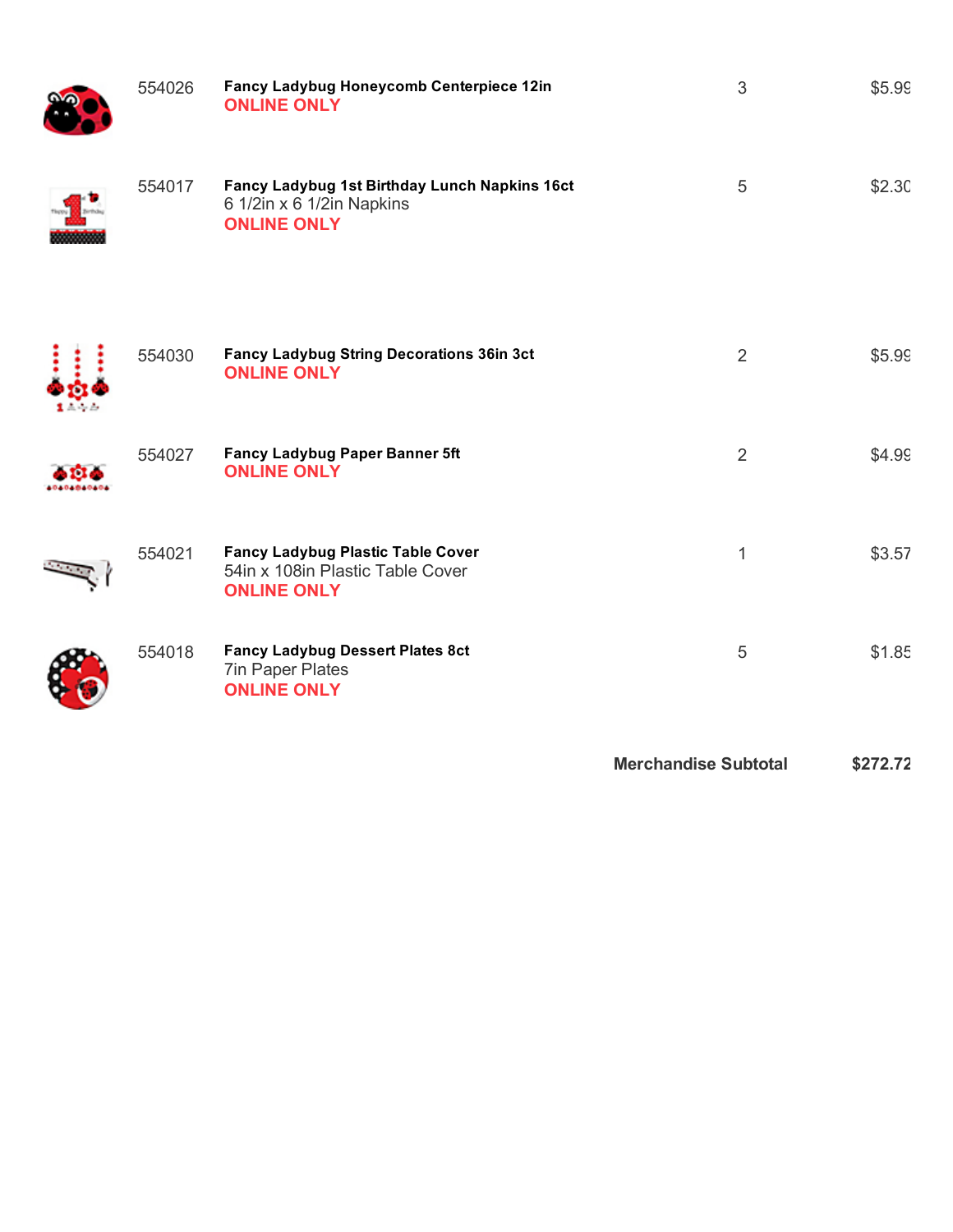| Item # | Description | Qty | Price |
| --- | --- | --- | --- |
| 554026 | **Fancy Ladybug Honeycomb Centerpiece 12in**<br>ONLINE ONLY | 3 | $5.99 |
| 554017 | **Fancy Ladybug 1st Birthday Lunch Napkins 16ct**<br>6 1/2in x 6 1/2in Napkins<br>ONLINE ONLY | 5 | $2.30 |
| 554030 | **Fancy Ladybug String Decorations 36in 3ct**<br>ONLINE ONLY | 2 | $5.99 |
| 554027 | **Fancy Ladybug Paper Banner 5ft**<br>ONLINE ONLY | 2 | $4.99 |
| 554021 | **Fancy Ladybug Plastic Table Cover**<br>54in x 108in Plastic Table Cover<br>ONLINE ONLY | 1 | $3.57 |
| 554018 | **Fancy Ladybug Dessert Plates 8ct**<br>7in Paper Plates<br>ONLINE ONLY | 5 | $1.85 |

**Merchandise Subtotal** **$272.72**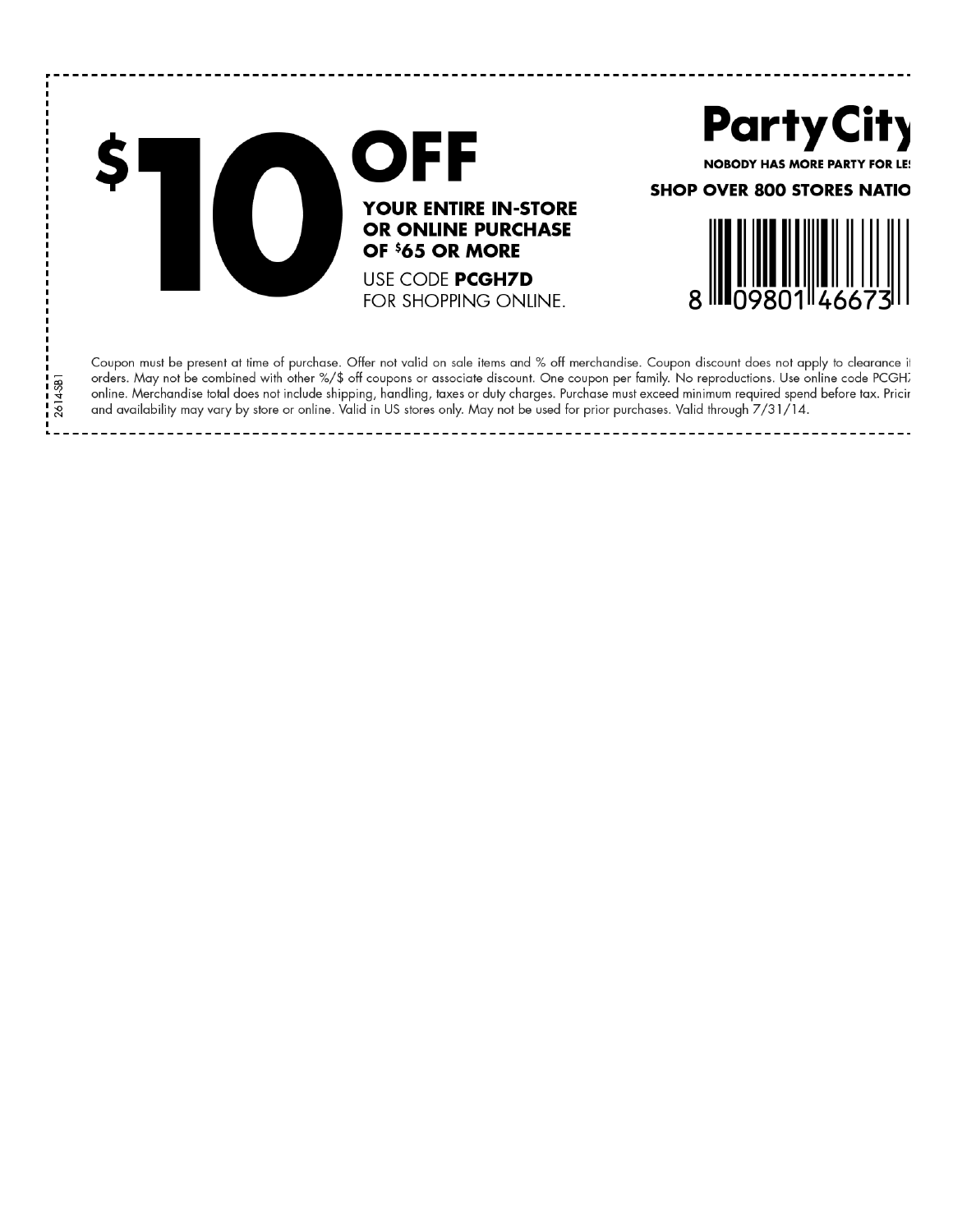# $10 OFF

**YOUR ENTIRE IN-STORE OR ONLINE PURCHASE OF $65 OR MORE**

USE CODE **PCGH7D** FOR SHOPPING ONLINE.

**Party City**

**NOBODY HAS MORE PARTY FOR LES**

**SHOP OVER 800 STORES NATIO**

8 09801 46673

Coupon must be present at time of purchase. Offer not valid on sale items and % off merchandise. Coupon discount does not apply to clearance i orders. May not be combined with other %/$ off coupons or associate discount. One coupon per family. No reproductions. Use online code PCGH online. Merchandise total does not include shipping, handling, taxes or duty charges. Purchase must exceed minimum required spend before tax. Pricir and availability may vary by store or online. Valid in US stores only. May not be used for prior purchases. Valid through 7/31/14.

2614-SB1